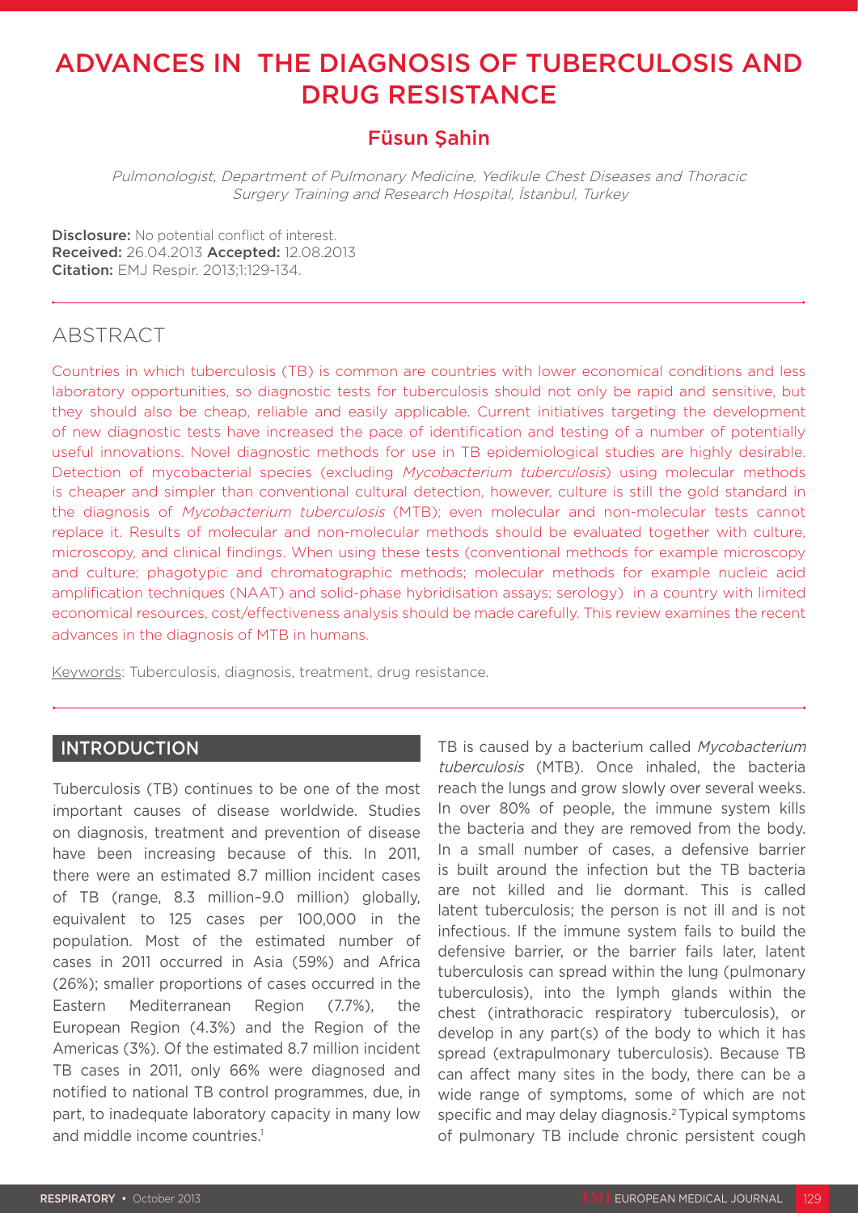# ADVANCES IN THE DIAGNOSIS OF TUBERCULOSIS AND DRUG RESISTANCE

## Füsun Şahin

*Pulmonologist, Department of Pulmonary Medicine, Yedikule Chest Diseases and Thoracic Surgery Training and Research Hospital, İstanbul, Turkey*

**Disclosure:** No potential conflict of interest.
**Received:** 26.04.2013 **Accepted:** 12.08.2013
**Citation:** EMJ Respir. 2013;1:129-134.

## ABSTRACT

Countries in which tuberculosis (TB) is common are countries with lower economical conditions and less laboratory opportunities, so diagnostic tests for tuberculosis should not only be rapid and sensitive, but they should also be cheap, reliable and easily applicable. Current initiatives targeting the development of new diagnostic tests have increased the pace of identification and testing of a number of potentially useful innovations. Novel diagnostic methods for use in TB epidemiological studies are highly desirable. Detection of mycobacterial species (excluding *Mycobacterium tuberculosis*) using molecular methods is cheaper and simpler than conventional cultural detection, however, culture is still the gold standard in the diagnosis of *Mycobacterium tuberculosis* (MTB); even molecular and non-molecular tests cannot replace it. Results of molecular and non-molecular methods should be evaluated together with culture, microscopy, and clinical findings. When using these tests (conventional methods for example microscopy and culture; phagotypic and chromatographic methods; molecular methods for example nucleic acid amplification techniques (NAAT) and solid-phase hybridisation assays; serology) in a country with limited economical resources, cost/effectiveness analysis should be made carefully. This review examines the recent advances in the diagnosis of MTB in humans.

Keywords: Tuberculosis, diagnosis, treatment, drug resistance.

## INTRODUCTION

Tuberculosis (TB) continues to be one of the most important causes of disease worldwide. Studies on diagnosis, treatment and prevention of disease have been increasing because of this. In 2011, there were an estimated 8.7 million incident cases of TB (range, 8.3 million–9.0 million) globally, equivalent to 125 cases per 100,000 in the population. Most of the estimated number of cases in 2011 occurred in Asia (59%) and Africa (26%); smaller proportions of cases occurred in the Eastern Mediterranean Region (7.7%), the European Region (4.3%) and the Region of the Americas (3%). Of the estimated 8.7 million incident TB cases in 2011, only 66% were diagnosed and notified to national TB control programmes, due, in part, to inadequate laboratory capacity in many low and middle income countries.[1]

TB is caused by a bacterium called *Mycobacterium tuberculosis* (MTB). Once inhaled, the bacteria reach the lungs and grow slowly over several weeks. In over 80% of people, the immune system kills the bacteria and they are removed from the body. In a small number of cases, a defensive barrier is built around the infection but the TB bacteria are not killed and lie dormant. This is called latent tuberculosis; the person is not ill and is not infectious. If the immune system fails to build the defensive barrier, or the barrier fails later, latent tuberculosis can spread within the lung (pulmonary tuberculosis), into the lymph glands within the chest (intrathoracic respiratory tuberculosis), or develop in any part(s) of the body to which it has spread (extrapulmonary tuberculosis). Because TB can affect many sites in the body, there can be a wide range of symptoms, some of which are not specific and may delay diagnosis.[2] Typical symptoms of pulmonary TB include chronic persistent cough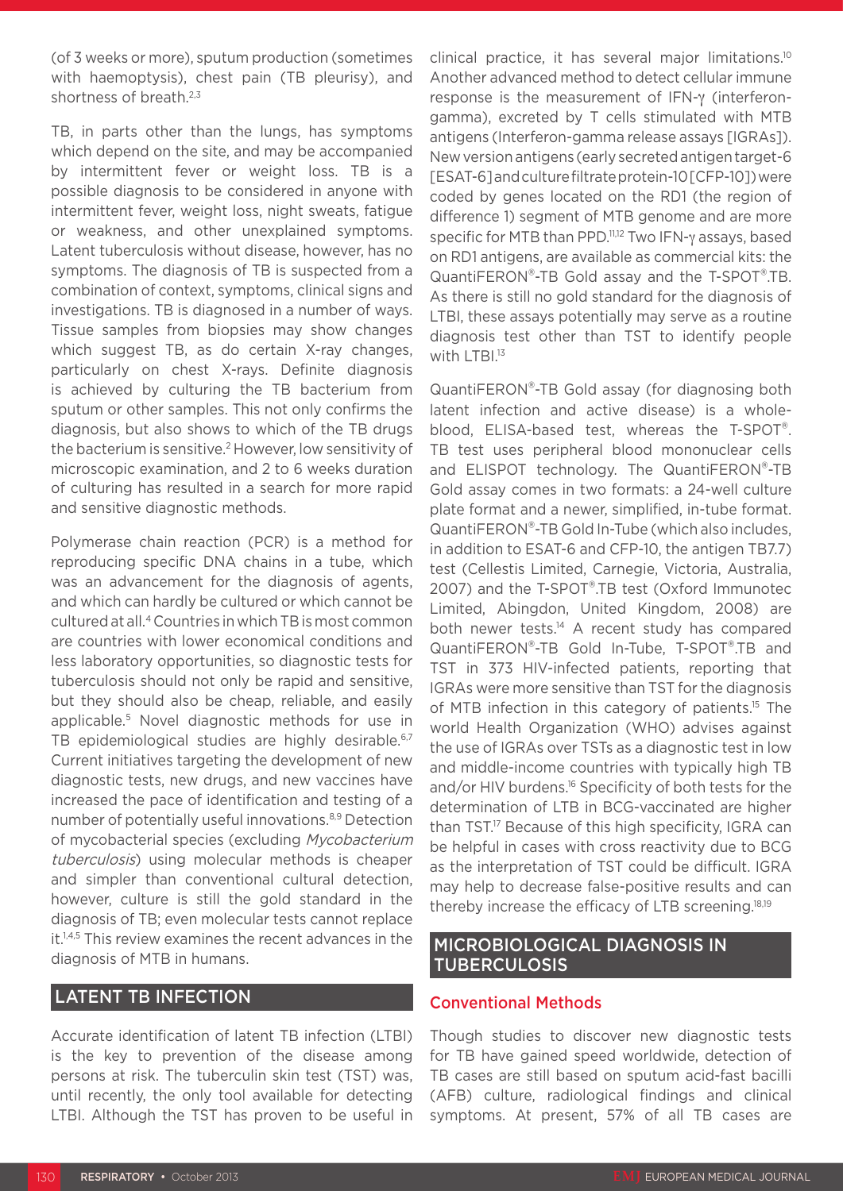(of 3 weeks or more), sputum production (sometimes with haemoptysis), chest pain (TB pleurisy), and shortness of breath.[2,3]

TB, in parts other than the lungs, has symptoms which depend on the site, and may be accompanied by intermittent fever or weight loss. TB is a possible diagnosis to be considered in anyone with intermittent fever, weight loss, night sweats, fatigue or weakness, and other unexplained symptoms. Latent tuberculosis without disease, however, has no symptoms. The diagnosis of TB is suspected from a combination of context, symptoms, clinical signs and investigations. TB is diagnosed in a number of ways. Tissue samples from biopsies may show changes which suggest TB, as do certain X-ray changes, particularly on chest X-rays. Definite diagnosis is achieved by culturing the TB bacterium from sputum or other samples. This not only confirms the diagnosis, but also shows to which of the TB drugs the bacterium is sensitive.[2] However, low sensitivity of microscopic examination, and 2 to 6 weeks duration of culturing has resulted in a search for more rapid and sensitive diagnostic methods.

Polymerase chain reaction (PCR) is a method for reproducing specific DNA chains in a tube, which was an advancement for the diagnosis of agents, and which can hardly be cultured or which cannot be cultured at all.[4] Countries in which TB is most common are countries with lower economical conditions and less laboratory opportunities, so diagnostic tests for tuberculosis should not only be rapid and sensitive, but they should also be cheap, reliable, and easily applicable.[5] Novel diagnostic methods for use in TB epidemiological studies are highly desirable.[6,7] Current initiatives targeting the development of new diagnostic tests, new drugs, and new vaccines have increased the pace of identification and testing of a number of potentially useful innovations.[8,9] Detection of mycobacterial species (excluding *Mycobacterium tuberculosis*) using molecular methods is cheaper and simpler than conventional cultural detection, however, culture is still the gold standard in the diagnosis of TB; even molecular tests cannot replace it.[1,4,5] This review examines the recent advances in the diagnosis of MTB in humans.

## LATENT TB INFECTION

Accurate identification of latent TB infection (LTBI) is the key to prevention of the disease among persons at risk. The tuberculin skin test (TST) was, until recently, the only tool available for detecting LTBI. Although the TST has proven to be useful in clinical practice, it has several major limitations.[10] Another advanced method to detect cellular immune response is the measurement of IFN-γ (interferon-gamma), excreted by T cells stimulated with MTB antigens (Interferon-gamma release assays [IGRAs]). New version antigens (early secreted antigen target-6 [ESAT-6] and culture filtrate protein-10 [CFP-10]) were coded by genes located on the RD1 (the region of difference 1) segment of MTB genome and are more specific for MTB than PPD.[11,12] Two IFN-γ assays, based on RD1 antigens, are available as commercial kits: the QuantiFERON®-TB Gold assay and the T-SPOT®.TB. As there is still no gold standard for the diagnosis of LTBI, these assays potentially may serve as a routine diagnosis test other than TST to identify people with LTBI.[13]

QuantiFERON®-TB Gold assay (for diagnosing both latent infection and active disease) is a whole-blood, ELISA-based test, whereas the T-SPOT®. TB test uses peripheral blood mononuclear cells and ELISPOT technology. The QuantiFERON®-TB Gold assay comes in two formats: a 24-well culture plate format and a newer, simplified, in-tube format. QuantiFERON®-TB Gold In-Tube (which also includes, in addition to ESAT-6 and CFP-10, the antigen TB7.7) test (Cellestis Limited, Carnegie, Victoria, Australia, 2007) and the T-SPOT®.TB test (Oxford Immunotec Limited, Abingdon, United Kingdom, 2008) are both newer tests.[14] A recent study has compared QuantiFERON®-TB Gold In-Tube, T-SPOT®.TB and TST in 373 HIV-infected patients, reporting that IGRAs were more sensitive than TST for the diagnosis of MTB infection in this category of patients.[15] The world Health Organization (WHO) advises against the use of IGRAs over TSTs as a diagnostic test in low and middle-income countries with typically high TB and/or HIV burdens.[16] Specificity of both tests for the determination of LTB in BCG-vaccinated are higher than TST.[17] Because of this high specificity, IGRA can be helpful in cases with cross reactivity due to BCG as the interpretation of TST could be difficult. IGRA may help to decrease false-positive results and can thereby increase the efficacy of LTB screening.[18,19]

## MICROBIOLOGICAL DIAGNOSIS IN TUBERCULOSIS

### Conventional Methods

Though studies to discover new diagnostic tests for TB have gained speed worldwide, detection of TB cases are still based on sputum acid-fast bacilli (AFB) culture, radiological findings and clinical symptoms. At present, 57% of all TB cases are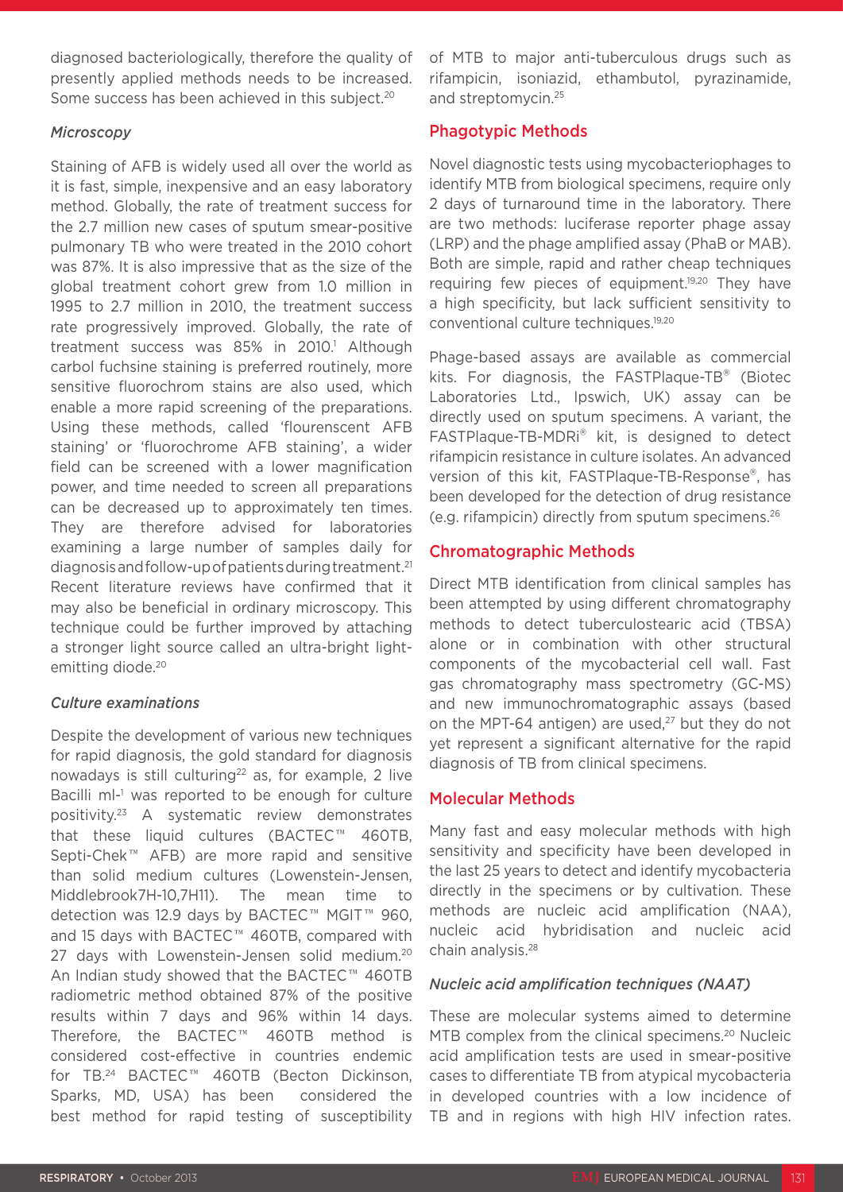diagnosed bacteriologically, therefore the quality of presently applied methods needs to be increased. Some success has been achieved in this subject.[20]

### *Microscopy*

Staining of AFB is widely used all over the world as it is fast, simple, inexpensive and an easy laboratory method. Globally, the rate of treatment success for the 2.7 million new cases of sputum smear-positive pulmonary TB who were treated in the 2010 cohort was 87%. It is also impressive that as the size of the global treatment cohort grew from 1.0 million in 1995 to 2.7 million in 2010, the treatment success rate progressively improved. Globally, the rate of treatment success was 85% in 2010.[1] Although carbol fuchsine staining is preferred routinely, more sensitive fluorochrom stains are also used, which enable a more rapid screening of the preparations. Using these methods, called 'flourenscent AFB staining' or 'fluorochrome AFB staining', a wider field can be screened with a lower magnification power, and time needed to screen all preparations can be decreased up to approximately ten times. They are therefore advised for laboratories examining a large number of samples daily for diagnosis and follow-up of patients during treatment.[21] Recent literature reviews have confirmed that it may also be beneficial in ordinary microscopy. This technique could be further improved by attaching a stronger light source called an ultra-bright light-emitting diode.[20]

### *Culture examinations*

Despite the development of various new techniques for rapid diagnosis, the gold standard for diagnosis nowadays is still culturing[22] as, for example, 2 live Bacilli ml$^{-1}$ was reported to be enough for culture positivity.[23] A systematic review demonstrates that these liquid cultures (BACTEC™ 460TB, Septi-Chek™ AFB) are more rapid and sensitive than solid medium cultures (Lowenstein-Jensen, Middlebrook7H-10,7H11). The mean time to detection was 12.9 days by BACTEC™ MGIT™ 960, and 15 days with BACTEC™ 460TB, compared with 27 days with Lowenstein-Jensen solid medium.[20] An Indian study showed that the BACTEC™ 460TB radiometric method obtained 87% of the positive results within 7 days and 96% within 14 days. Therefore, the BACTEC™ 460TB method is considered cost-effective in countries endemic for TB.[24] BACTEC™ 460TB (Becton Dickinson, Sparks, MD, USA) has been considered the best method for rapid testing of susceptibility of MTB to major anti-tuberculous drugs such as rifampicin, isoniazid, ethambutol, pyrazinamide, and streptomycin.[25]

## Phagotypic Methods

Novel diagnostic tests using mycobacteriophages to identify MTB from biological specimens, require only 2 days of turnaround time in the laboratory. There are two methods: luciferase reporter phage assay (LRP) and the phage amplified assay (PhaB or MAB). Both are simple, rapid and rather cheap techniques requiring few pieces of equipment.[19,20] They have a high specificity, but lack sufficient sensitivity to conventional culture techniques.[19,20]

Phage-based assays are available as commercial kits. For diagnosis, the FASTPlaque-TB® (Biotec Laboratories Ltd., Ipswich, UK) assay can be directly used on sputum specimens. A variant, the FASTPlaque-TB-MDRi® kit, is designed to detect rifampicin resistance in culture isolates. An advanced version of this kit, FASTPlaque-TB-Response®, has been developed for the detection of drug resistance (e.g. rifampicin) directly from sputum specimens.[26]

## Chromatographic Methods

Direct MTB identification from clinical samples has been attempted by using different chromatography methods to detect tuberculostearic acid (TBSA) alone or in combination with other structural components of the mycobacterial cell wall. Fast gas chromatography mass spectrometry (GC-MS) and new immunochromatographic assays (based on the MPT-64 antigen) are used,[27] but they do not yet represent a significant alternative for the rapid diagnosis of TB from clinical specimens.

## Molecular Methods

Many fast and easy molecular methods with high sensitivity and specificity have been developed in the last 25 years to detect and identify mycobacteria directly in the specimens or by cultivation. These methods are nucleic acid amplification (NAA), nucleic acid hybridisation and nucleic acid chain analysis.[28]

### *Nucleic acid amplification techniques (NAAT)*

These are molecular systems aimed to determine MTB complex from the clinical specimens.[20] Nucleic acid amplification tests are used in smear-positive cases to differentiate TB from atypical mycobacteria in developed countries with a low incidence of TB and in regions with high HIV infection rates.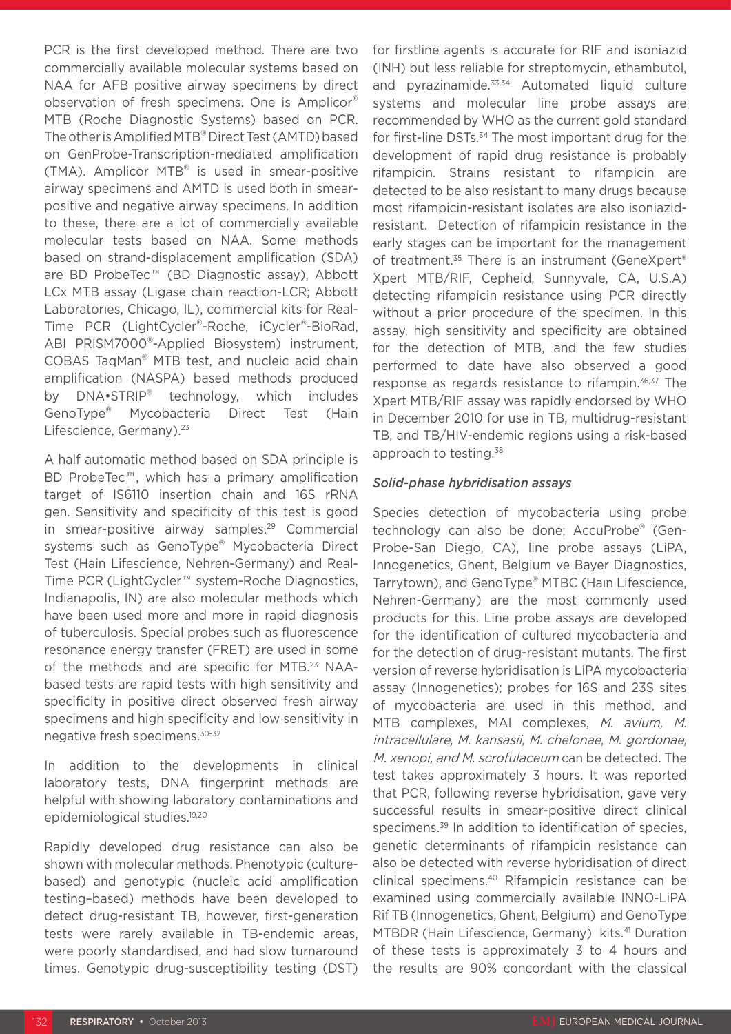PCR is the first developed method. There are two commercially available molecular systems based on NAA for AFB positive airway specimens by direct observation of fresh specimens. One is Amplicor® MTB (Roche Diagnostic Systems) based on PCR. The other is Amplified MTB® Direct Test (AMTD) based on GenProbe-Transcription-mediated amplification (TMA). Amplicor MTB® is used in smear-positive airway specimens and AMTD is used both in smear-positive and negative airway specimens. In addition to these, there are a lot of commercially available molecular tests based on NAA. Some methods based on strand-displacement amplification (SDA) are BD ProbeTec™ (BD Diagnostic assay), Abbott LCx MTB assay (Ligase chain reaction-LCR; Abbott Laboratorıes, Chicago, IL), commercial kits for Real-Time PCR (LightCycler®-Roche, iCycler®-BioRad, ABI PRISM7000®-Applied Biosystem) instrument, COBAS TaqMan® MTB test, and nucleic acid chain amplification (NASPA) based methods produced by DNA•STRIP® technology, which includes GenoType® Mycobacteria Direct Test (Hain Lifescience, Germany).[23]

A half automatic method based on SDA principle is BD ProbeTec™, which has a primary amplification target of IS6110 insertion chain and 16S rRNA gen. Sensitivity and specificity of this test is good in smear-positive airway samples.[29] Commercial systems such as GenoType® Mycobacteria Direct Test (Hain Lifescience, Nehren-Germany) and Real-Time PCR (LightCycler™ system-Roche Diagnostics, Indianapolis, IN) are also molecular methods which have been used more and more in rapid diagnosis of tuberculosis. Special probes such as fluorescence resonance energy transfer (FRET) are used in some of the methods and are specific for MTB.[23] NAA-based tests are rapid tests with high sensitivity and specificity in positive direct observed fresh airway specimens and high specificity and low sensitivity in negative fresh specimens.[30-32]

In addition to the developments in clinical laboratory tests, DNA fingerprint methods are helpful with showing laboratory contaminations and epidemiological studies.[19,20]

Rapidly developed drug resistance can also be shown with molecular methods. Phenotypic (culture-based) and genotypic (nucleic acid amplification testing–based) methods have been developed to detect drug-resistant TB, however, first-generation tests were rarely available in TB-endemic areas, were poorly standardised, and had slow turnaround times. Genotypic drug-susceptibility testing (DST) for firstline agents is accurate for RIF and isoniazid (INH) but less reliable for streptomycin, ethambutol, and pyrazinamide.[33,34] Automated liquid culture systems and molecular line probe assays are recommended by WHO as the current gold standard for first-line DSTs.[34] The most important drug for the development of rapid drug resistance is probably rifampicin. Strains resistant to rifampicin are detected to be also resistant to many drugs because most rifampicin-resistant isolates are also isoniazid-resistant. Detection of rifampicin resistance in the early stages can be important for the management of treatment.[35] There is an instrument (GeneXpert® Xpert MTB/RIF, Cepheid, Sunnyvale, CA, U.S.A) detecting rifampicin resistance using PCR directly without a prior procedure of the specimen. In this assay, high sensitivity and specificity are obtained for the detection of MTB, and the few studies performed to date have also observed a good response as regards resistance to rifampin.[36,37] The Xpert MTB/RIF assay was rapidly endorsed by WHO in December 2010 for use in TB, multidrug-resistant TB, and TB/HIV-endemic regions using a risk-based approach to testing.[38]

### *Solid-phase hybridisation assays*

Species detection of mycobacteria using probe technology can also be done; AccuProbe® (Gen-Probe-San Diego, CA), line probe assays (LiPA, Innogenetics, Ghent, Belgium ve Bayer Diagnostics, Tarrytown), and GenoType® MTBC (Haın Lifescience, Nehren-Germany) are the most commonly used products for this. Line probe assays are developed for the identification of cultured mycobacteria and for the detection of drug-resistant mutants. The first version of reverse hybridisation is LiPA mycobacteria assay (Innogenetics); probes for 16S and 23S sites of mycobacteria are used in this method, and MTB complexes, MAI complexes, *M. avium, M. intracellulare, M. kansasii, M. chelonae, M. gordonae, M. xenopi, and M. scrofulaceum* can be detected. The test takes approximately 3 hours. It was reported that PCR, following reverse hybridisation, gave very successful results in smear-positive direct clinical specimens.[39] In addition to identification of species, genetic determinants of rifampicin resistance can also be detected with reverse hybridisation of direct clinical specimens.[40] Rifampicin resistance can be examined using commercially available INNO-LiPA Rif TB (Innogenetics, Ghent, Belgium) and GenoType MTBDR (Hain Lifescience, Germany) kits.[41] Duration of these tests is approximately 3 to 4 hours and the results are 90% concordant with the classical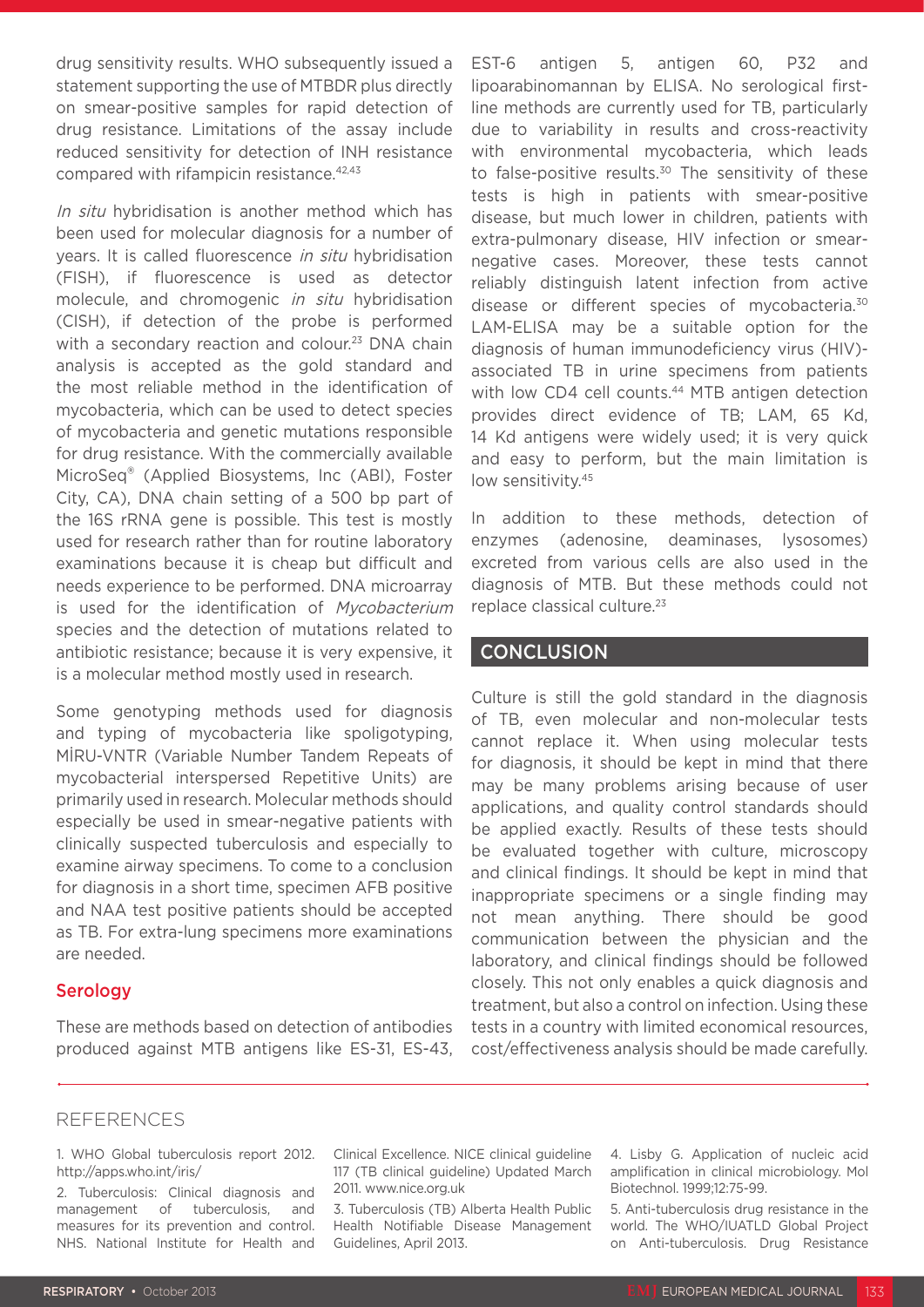drug sensitivity results. WHO subsequently issued a statement supporting the use of MTBDR plus directly on smear-positive samples for rapid detection of drug resistance. Limitations of the assay include reduced sensitivity for detection of INH resistance compared with rifampicin resistance.[42,43]

*In situ* hybridisation is another method which has been used for molecular diagnosis for a number of years. It is called fluorescence *in situ* hybridisation (FISH), if fluorescence is used as detector molecule, and chromogenic *in situ* hybridisation (CISH), if detection of the probe is performed with a secondary reaction and colour.[23] DNA chain analysis is accepted as the gold standard and the most reliable method in the identification of mycobacteria, which can be used to detect species of mycobacteria and genetic mutations responsible for drug resistance. With the commercially available MicroSeq® (Applied Biosystems, Inc (ABI), Foster City, CA), DNA chain setting of a 500 bp part of the 16S rRNA gene is possible. This test is mostly used for research rather than for routine laboratory examinations because it is cheap but difficult and needs experience to be performed. DNA microarray is used for the identification of *Mycobacterium* species and the detection of mutations related to antibiotic resistance; because it is very expensive, it is a molecular method mostly used in research.

Some genotyping methods used for diagnosis and typing of mycobacteria like spoligotyping, MİRU-VNTR (Variable Number Tandem Repeats of mycobacterial interspersed Repetitive Units) are primarily used in research. Molecular methods should especially be used in smear-negative patients with clinically suspected tuberculosis and especially to examine airway specimens. To come to a conclusion for diagnosis in a short time, specimen AFB positive and NAA test positive patients should be accepted as TB. For extra-lung specimens more examinations are needed.

### Serology

These are methods based on detection of antibodies produced against MTB antigens like ES-31, ES-43, EST-6 antigen 5, antigen 60, P32 and lipoarabinomannan by ELISA. No serological first-line methods are currently used for TB, particularly due to variability in results and cross-reactivity with environmental mycobacteria, which leads to false-positive results.[30] The sensitivity of these tests is high in patients with smear-positive disease, but much lower in children, patients with extra-pulmonary disease, HIV infection or smear-negative cases. Moreover, these tests cannot reliably distinguish latent infection from active disease or different species of mycobacteria.[30] LAM-ELISA may be a suitable option for the diagnosis of human immunodeficiency virus (HIV)-associated TB in urine specimens from patients with low CD4 cell counts.[44] MTB antigen detection provides direct evidence of TB; LAM, 65 Kd, 14 Kd antigens were widely used; it is very quick and easy to perform, but the main limitation is low sensitivity.[45]

In addition to these methods, detection of enzymes (adenosine, deaminases, lysosomes) excreted from various cells are also used in the diagnosis of MTB. But these methods could not replace classical culture.[23]

## CONCLUSION

Culture is still the gold standard in the diagnosis of TB, even molecular and non-molecular tests cannot replace it. When using molecular tests for diagnosis, it should be kept in mind that there may be many problems arising because of user applications, and quality control standards should be applied exactly. Results of these tests should be evaluated together with culture, microscopy and clinical findings. It should be kept in mind that inappropriate specimens or a single finding may not mean anything. There should be good communication between the physician and the laboratory, and clinical findings should be followed closely. This not only enables a quick diagnosis and treatment, but also a control on infection. Using these tests in a country with limited economical resources, cost/effectiveness analysis should be made carefully.

## REFERENCES

1. WHO Global tuberculosis report 2012. http://apps.who.int/iris/
2. Tuberculosis: Clinical diagnosis and management of tuberculosis, and measures for its prevention and control. NHS. National Institute for Health and Clinical Excellence. NICE clinical guideline 117 (TB clinical guideline) Updated March 2011. www.nice.org.uk
3. Tuberculosis (TB) Alberta Health Public Health Notifiable Disease Management Guidelines, April 2013.
4. Lisby G. Application of nucleic acid amplification in clinical microbiology. Mol Biotechnol. 1999;12:75-99.
5. Anti-tuberculosis drug resistance in the world. The WHO/IUATLD Global Project on Anti-tuberculosis. Drug Resistance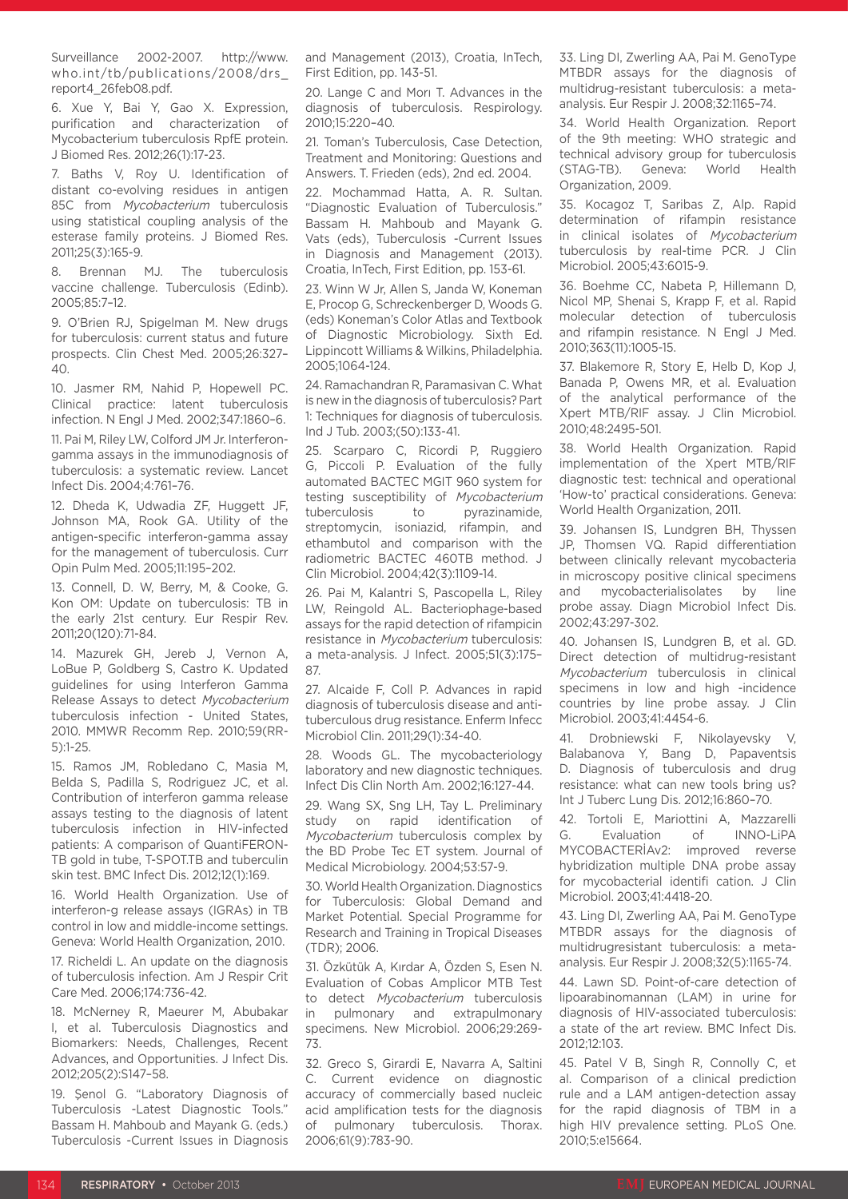Surveillance 2002-2007. http://www.who.int/tb/publications/2008/drs_report4_26feb08.pdf.

6. Xue Y, Bai Y, Gao X. Expression, purification and characterization of Mycobacterium tuberculosis RpfE protein. J Biomed Res. 2012;26(1):17-23.

7. Baths V, Roy U. Identification of distant co-evolving residues in antigen 85C from *Mycobacterium* tuberculosis using statistical coupling analysis of the esterase family proteins. J Biomed Res. 2011;25(3):165-9.

8. Brennan MJ. The tuberculosis vaccine challenge. Tuberculosis (Edinb). 2005;85:7–12.

9. O'Brien RJ, Spigelman M. New drugs for tuberculosis: current status and future prospects. Clin Chest Med. 2005;26:327–40.

10. Jasmer RM, Nahid P, Hopewell PC. Clinical practice: latent tuberculosis infection. N Engl J Med. 2002;347:1860–6.

11. Pai M, Riley LW, Colford JM Jr. Interferon-gamma assays in the immunodiagnosis of tuberculosis: a systematic review. Lancet Infect Dis. 2004;4:761–76.

12. Dheda K, Udwadia ZF, Huggett JF, Johnson MA, Rook GA. Utility of the antigen-specific interferon-gamma assay for the management of tuberculosis. Curr Opin Pulm Med. 2005;11:195–202.

13. Connell, D. W, Berry, M, & Cooke, G. Kon OM: Update on tuberculosis: TB in the early 21st century. Eur Respir Rev. 2011;20(120):71-84.

14. Mazurek GH, Jereb J, Vernon A, LoBue P, Goldberg S, Castro K. Updated guidelines for using Interferon Gamma Release Assays to detect *Mycobacterium* tuberculosis infection - United States, 2010. MMWR Recomm Rep. 2010;59(RR-5):1-25.

15. Ramos JM, Robledano C, Masia M, Belda S, Padilla S, Rodriguez JC, et al. Contribution of interferon gamma release assays testing to the diagnosis of latent tuberculosis infection in HIV-infected patients: A comparison of QuantiFERON-TB gold in tube, T-SPOT.TB and tuberculin skin test. BMC Infect Dis. 2012;12(1):169.

16. World Health Organization. Use of interferon-g release assays (IGRAs) in TB control in low and middle-income settings. Geneva: World Health Organization, 2010.

17. Richeldi L. An update on the diagnosis of tuberculosis infection. Am J Respir Crit Care Med. 2006;174:736-42.

18. McNerney R, Maeurer M, Abubakar I, et al. Tuberculosis Diagnostics and Biomarkers: Needs, Challenges, Recent Advances, and Opportunities. J Infect Dis. 2012;205(2):S147–58.

19. Şenol G. "Laboratory Diagnosis of Tuberculosis -Latest Diagnostic Tools." Bassam H. Mahboub and Mayank G. (eds.) Tuberculosis -Current Issues in Diagnosis and Management (2013), Croatia, InTech, First Edition, pp. 143-51.

20. Lange C and Morı T. Advances in the diagnosis of tuberculosis. Respirology. 2010;15:220–40.

21. Toman's Tuberculosis, Case Detection, Treatment and Monitoring: Questions and Answers. T. Frieden (eds), 2nd ed. 2004.

22. Mochammad Hatta, A. R. Sultan. "Diagnostic Evaluation of Tuberculosis." Bassam H. Mahboub and Mayank G. Vats (eds), Tuberculosis -Current Issues in Diagnosis and Management (2013). Croatia, InTech, First Edition, pp. 153-61.

23. Winn W Jr, Allen S, Janda W, Koneman E, Procop G, Schreckenberger D, Woods G. (eds) Koneman's Color Atlas and Textbook of Diagnostic Microbiology. Sixth Ed. Lippincott Williams & Wilkins, Philadelphia. 2005;1064-124.

24. Ramachandran R, Paramasivan C. What is new in the diagnosis of tuberculosis? Part 1: Techniques for diagnosis of tuberculosis. Ind J Tub. 2003;(50):133-41.

25. Scarparo C, Ricordi P, Ruggiero G, Piccoli P. Evaluation of the fully automated BACTEC MGIT 960 system for testing susceptibility of *Mycobacterium* tuberculosis to pyrazinamide, streptomycin, isoniazid, rifampin, and ethambutol and comparison with the radiometric BACTEC 460TB method. J Clin Microbiol. 2004;42(3):1109-14.

26. Pai M, Kalantri S, Pascopella L, Riley LW, Reingold AL. Bacteriophage-based assays for the rapid detection of rifampicin resistance in *Mycobacterium* tuberculosis: a meta-analysis. J Infect. 2005;51(3):175–87.

27. Alcaide F, Coll P. Advances in rapid diagnosis of tuberculosis disease and anti-tuberculous drug resistance. Enferm Infecc Microbiol Clin. 2011;29(1):34-40.

28. Woods GL. The mycobacteriology laboratory and new diagnostic techniques. Infect Dis Clin North Am. 2002;16:127-44.

29. Wang SX, Sng LH, Tay L. Preliminary study on rapid identification of *Mycobacterium* tuberculosis complex by the BD Probe Tec ET system. Journal of Medical Microbiology. 2004;53:57-9.

30. World Health Organization. Diagnostics for Tuberculosis: Global Demand and Market Potential. Special Programme for Research and Training in Tropical Diseases (TDR); 2006.

31. Özkütük A, Kırdar A, Özden S, Esen N. Evaluation of Cobas Amplicor MTB Test to detect *Mycobacterium* tuberculosis in pulmonary and extrapulmonary specimens. New Microbiol. 2006;29:269-73.

32. Greco S, Girardi E, Navarra A, Saltini C. Current evidence on diagnostic accuracy of commercially based nucleic acid amplification tests for the diagnosis of pulmonary tuberculosis. Thorax. 2006;61(9):783-90.

33. Ling DI, Zwerling AA, Pai M. GenoType MTBDR assays for the diagnosis of multidrug-resistant tuberculosis: a meta-analysis. Eur Respir J. 2008;32:1165–74.

34. World Health Organization. Report of the 9th meeting: WHO strategic and technical advisory group for tuberculosis (STAG-TB). Geneva: World Health Organization, 2009.

35. Kocagoz T, Saribas Z, Alp. Rapid determination of rifampin resistance in clinical isolates of *Mycobacterium* tuberculosis by real-time PCR. J Clin Microbiol. 2005;43:6015-9.

36. Boehme CC, Nabeta P, Hillemann D, Nicol MP, Shenai S, Krapp F, et al. Rapid molecular detection of tuberculosis and rifampin resistance. N Engl J Med. 2010;363(11):1005-15.

37. Blakemore R, Story E, Helb D, Kop J, Banada P, Owens MR, et al. Evaluation of the analytical performance of the Xpert MTB/RIF assay. J Clin Microbiol. 2010;48:2495-501.

38. World Health Organization. Rapid implementation of the Xpert MTB/RIF diagnostic test: technical and operational 'How-to' practical considerations. Geneva: World Health Organization, 2011.

39. Johansen IS, Lundgren BH, Thyssen JP, Thomsen VQ. Rapid differentiation between clinically relevant mycobacteria in microscopy positive clinical specimens and mycobacterialisolates by line probe assay. Diagn Microbiol Infect Dis. 2002;43:297-302.

40. Johansen IS, Lundgren B, et al. GD. Direct detection of multidrug-resistant *Mycobacterium* tuberculosis in clinical specimens in low and high -incidence countries by line probe assay. J Clin Microbiol. 2003;41:4454-6.

41. Drobniewski F, Nikolayevsky V, Balabanova Y, Bang D, Papaventsis D. Diagnosis of tuberculosis and drug resistance: what can new tools bring us? Int J Tuberc Lung Dis. 2012;16:860–70.

42. Tortoli E, Mariottini A, Mazzarelli G. Evaluation of INNO-LiPA MYCOBACTERİAv2: improved reverse hybridization multiple DNA probe assay for mycobacterial identifi cation. J Clin Microbiol. 2003;41:4418-20.

43. Ling DI, Zwerling AA, Pai M. GenoType MTBDR assays for the diagnosis of multidrugresistant tuberculosis: a meta-analysis. Eur Respir J. 2008;32(5):1165-74.

44. Lawn SD. Point-of-care detection of lipoarabinomannan (LAM) in urine for diagnosis of HIV-associated tuberculosis: a state of the art review. BMC Infect Dis. 2012;12:103.

45. Patel V B, Singh R, Connolly C, et al. Comparison of a clinical prediction rule and a LAM antigen-detection assay for the rapid diagnosis of TBM in a high HIV prevalence setting. PLoS One. 2010;5:e15664.